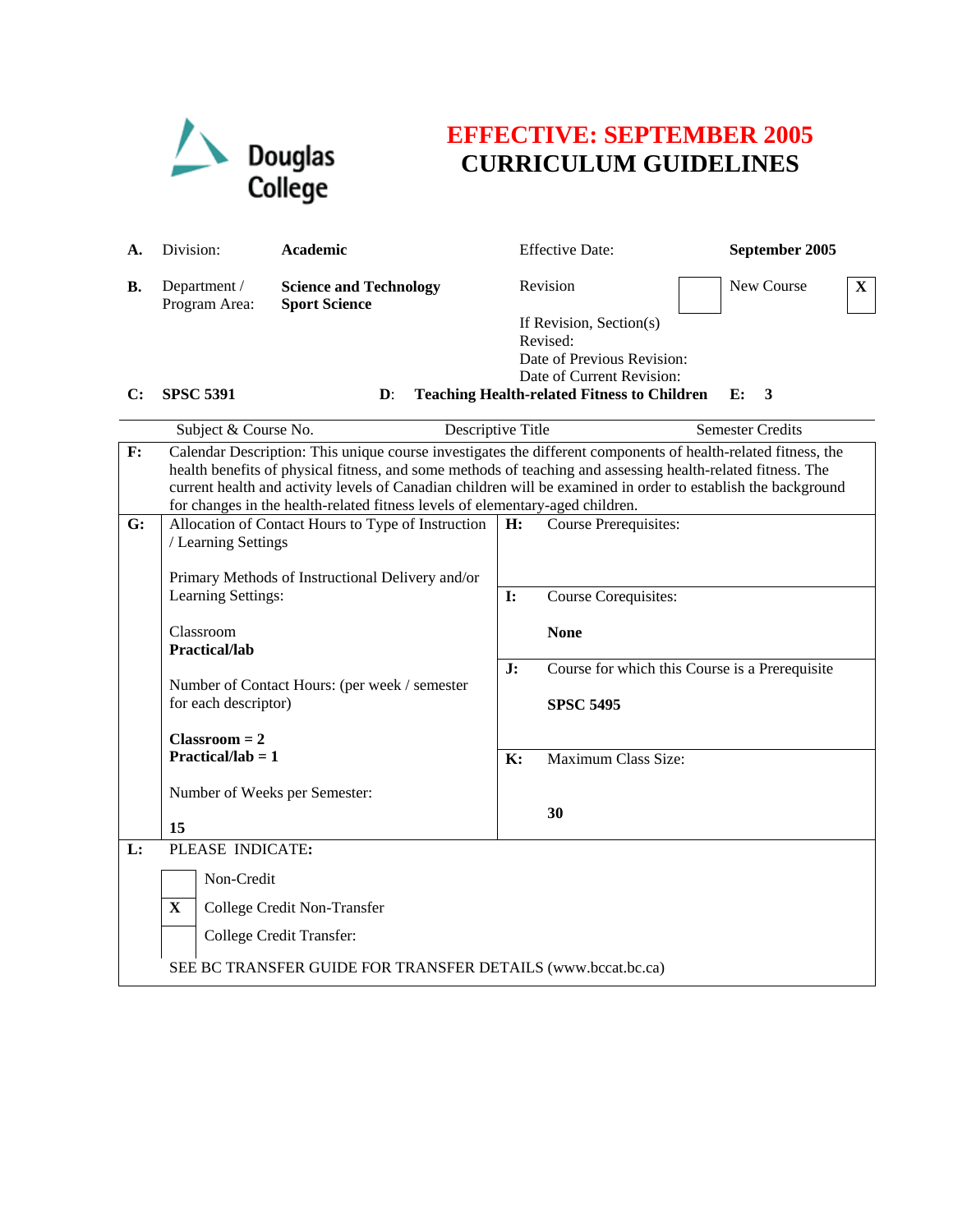Douglas College

# EFFECTIVE: SEPTEMBER 2005
# CURRICULUM GUIDELINES

| | | | | |
|---|---|---|---|---|
| **A.** | Division: | **Academic** | Effective Date: | **September 2005** |
| **B.** | Department / Program Area: | **Science and Technology Sport Science** | Revision [ ] New Course [**X**] | |
| | | | If Revision, Section(s) Revised: | |
| | | | Date of Previous Revision: | |
| | | | Date of Current Revision: | |

| C: Subject & Course No. | D: Descriptive Title | E: Semester Credits |
|---|---|---|
| **SPSC 5391** | **Teaching Health-related Fitness to Children** | **3** |

**F:** Calendar Description: This unique course investigates the different components of health-related fitness, the health benefits of physical fitness, and some methods of teaching and assessing health-related fitness. The current health and activity levels of Canadian children will be examined in order to establish the background for changes in the health-related fitness levels of elementary-aged children.

**G:** Allocation of Contact Hours to Type of Instruction / Learning Settings

Primary Methods of Instructional Delivery and/or Learning Settings:

Classroom
**Practical/lab**

Number of Contact Hours: (per week / semester for each descriptor)

**Classroom = 2**
**Practical/lab = 1**

Number of Weeks per Semester:

**15**

**H:** Course Prerequisites:

**I:** Course Corequisites:

**None**

**J:** Course for which this Course is a Prerequisite

**SPSC 5495**

**K:** Maximum Class Size:

**30**

**L:** PLEASE INDICATE:

- [ ] Non-Credit
- [**X**] College Credit Non-Transfer
- [ ] College Credit Transfer:

SEE BC TRANSFER GUIDE FOR TRANSFER DETAILS (www.bccat.bc.ca)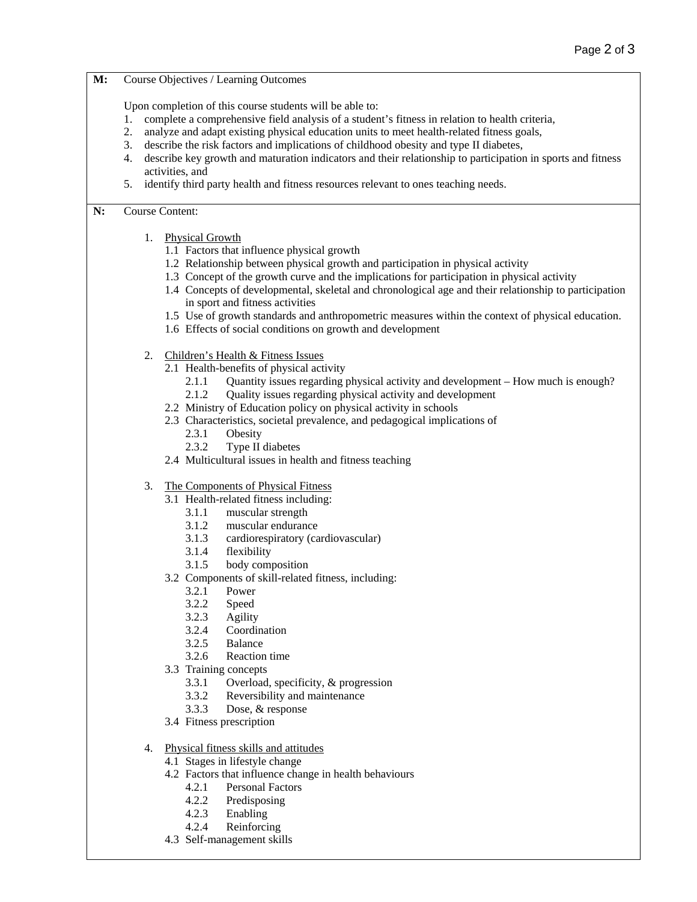**M:** Course Objectives / Learning Outcomes

Upon completion of this course students will be able to:

1. complete a comprehensive field analysis of a student's fitness in relation to health criteria,
2. analyze and adapt existing physical education units to meet health-related fitness goals,
3. describe the risk factors and implications of childhood obesity and type II diabetes,
4. describe key growth and maturation indicators and their relationship to participation in sports and fitness activities, and
5. identify third party health and fitness resources relevant to ones teaching needs.

**N:** Course Content:

1. Physical Growth
   - 1.1 Factors that influence physical growth
   - 1.2 Relationship between physical growth and participation in physical activity
   - 1.3 Concept of the growth curve and the implications for participation in physical activity
   - 1.4 Concepts of developmental, skeletal and chronological age and their relationship to participation in sport and fitness activities
   - 1.5 Use of growth standards and anthropometric measures within the context of physical education.
   - 1.6 Effects of social conditions on growth and development

2. Children's Health & Fitness Issues
   - 2.1 Health-benefits of physical activity
     - 2.1.1 Quantity issues regarding physical activity and development – How much is enough?
     - 2.1.2 Quality issues regarding physical activity and development
   - 2.2 Ministry of Education policy on physical activity in schools
   - 2.3 Characteristics, societal prevalence, and pedagogical implications of
     - 2.3.1 Obesity
     - 2.3.2 Type II diabetes
   - 2.4 Multicultural issues in health and fitness teaching

3. The Components of Physical Fitness
   - 3.1 Health-related fitness including:
     - 3.1.1 muscular strength
     - 3.1.2 muscular endurance
     - 3.1.3 cardiorespiratory (cardiovascular)
     - 3.1.4 flexibility
     - 3.1.5 body composition
   - 3.2 Components of skill-related fitness, including:
     - 3.2.1 Power
     - 3.2.2 Speed
     - 3.2.3 Agility
     - 3.2.4 Coordination
     - 3.2.5 Balance
     - 3.2.6 Reaction time
   - 3.3 Training concepts
     - 3.3.1 Overload, specificity, & progression
     - 3.3.2 Reversibility and maintenance
     - 3.3.3 Dose, & response
   - 3.4 Fitness prescription

4. Physical fitness skills and attitudes
   - 4.1 Stages in lifestyle change
   - 4.2 Factors that influence change in health behaviours
     - 4.2.1 Personal Factors
     - 4.2.2 Predisposing
     - 4.2.3 Enabling
     - 4.2.4 Reinforcing
   - 4.3 Self-management skills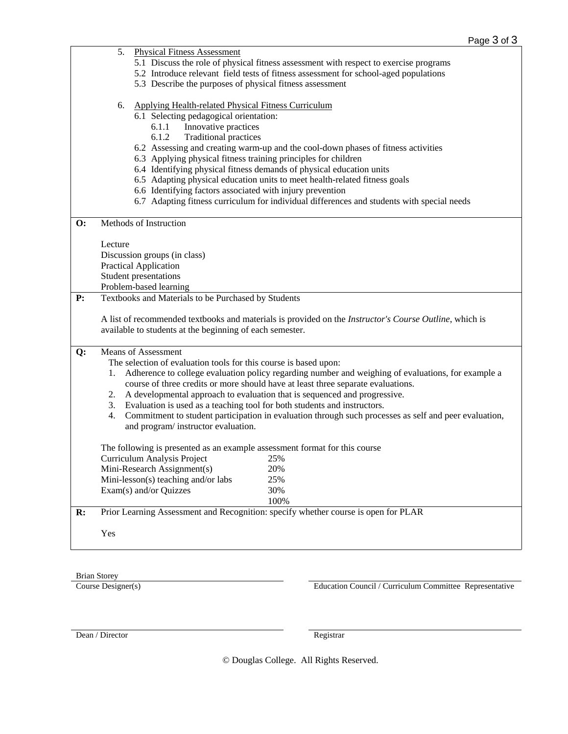5. <u>Physical Fitness Assessment</u>
   - 5.1 Discuss the role of physical fitness assessment with respect to exercise programs
   - 5.2 Introduce relevant field tests of fitness assessment for school-aged populations
   - 5.3 Describe the purposes of physical fitness assessment

6. <u>Applying Health-related Physical Fitness Curriculum</u>
   - 6.1 Selecting pedagogical orientation:
     - 6.1.1 Innovative practices
     - 6.1.2 Traditional practices
   - 6.2 Assessing and creating warm-up and the cool-down phases of fitness activities
   - 6.3 Applying physical fitness training principles for children
   - 6.4 Identifying physical fitness demands of physical education units
   - 6.5 Adapting physical education units to meet health-related fitness goals
   - 6.6 Identifying factors associated with injury prevention
   - 6.7 Adapting fitness curriculum for individual differences and students with special needs

**O:** Methods of Instruction

Lecture
Discussion groups (in class)
Practical Application
Student presentations
Problem-based learning

**P:** Textbooks and Materials to be Purchased by Students

A list of recommended textbooks and materials is provided on the *Instructor's Course Outline*, which is available to students at the beginning of each semester.

**Q:** Means of Assessment

The selection of evaluation tools for this course is based upon:

1. Adherence to college evaluation policy regarding number and weighing of evaluations, for example a course of three credits or more should have at least three separate evaluations.
2. A developmental approach to evaluation that is sequenced and progressive.
3. Evaluation is used as a teaching tool for both students and instructors.
4. Commitment to student participation in evaluation through such processes as self and peer evaluation, and program/ instructor evaluation.

The following is presented as an example assessment format for this course

| | |
|---|---|
| Curriculum Analysis Project | 25% |
| Mini-Research Assignment(s) | 20% |
| Mini-lesson(s) teaching and/or labs | 25% |
| Exam(s) and/or Quizzes | 30% |
| | 100% |

**R:** Prior Learning Assessment and Recognition: specify whether course is open for PLAR

Yes

Brian Storey
Course Designer(s)

Education Council / Curriculum Committee Representative

Dean / Director

Registrar

© Douglas College. All Rights Reserved.